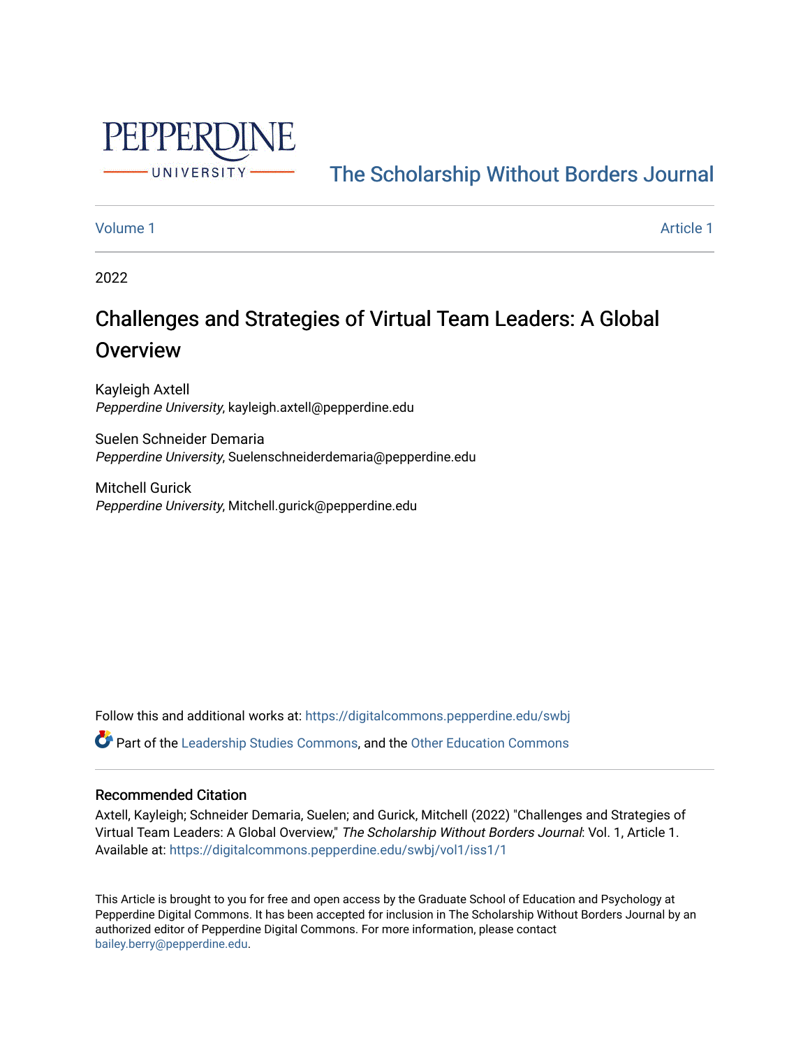PEPPERDINE UNIVERSITY

The Scholarship Without Borders Journal

Volume 1 | Article 1

2022

# Challenges and Strategies of Virtual Team Leaders: A Global Overview

Kayleigh Axtell
*Pepperdine University*, kayleigh.axtell@pepperdine.edu

Suelen Schneider Demaria
*Pepperdine University*, Suelenschneiderdemaria@pepperdine.edu

Mitchell Gurick
*Pepperdine University*, Mitchell.gurick@pepperdine.edu

Follow this and additional works at: https://digitalcommons.pepperdine.edu/swbj

Part of the Leadership Studies Commons, and the Other Education Commons

## Recommended Citation

Axtell, Kayleigh; Schneider Demaria, Suelen; and Gurick, Mitchell (2022) "Challenges and Strategies of Virtual Team Leaders: A Global Overview," *The Scholarship Without Borders Journal*: Vol. 1, Article 1.
Available at: https://digitalcommons.pepperdine.edu/swbj/vol1/iss1/1

This Article is brought to you for free and open access by the Graduate School of Education and Psychology at Pepperdine Digital Commons. It has been accepted for inclusion in The Scholarship Without Borders Journal by an authorized editor of Pepperdine Digital Commons. For more information, please contact bailey.berry@pepperdine.edu.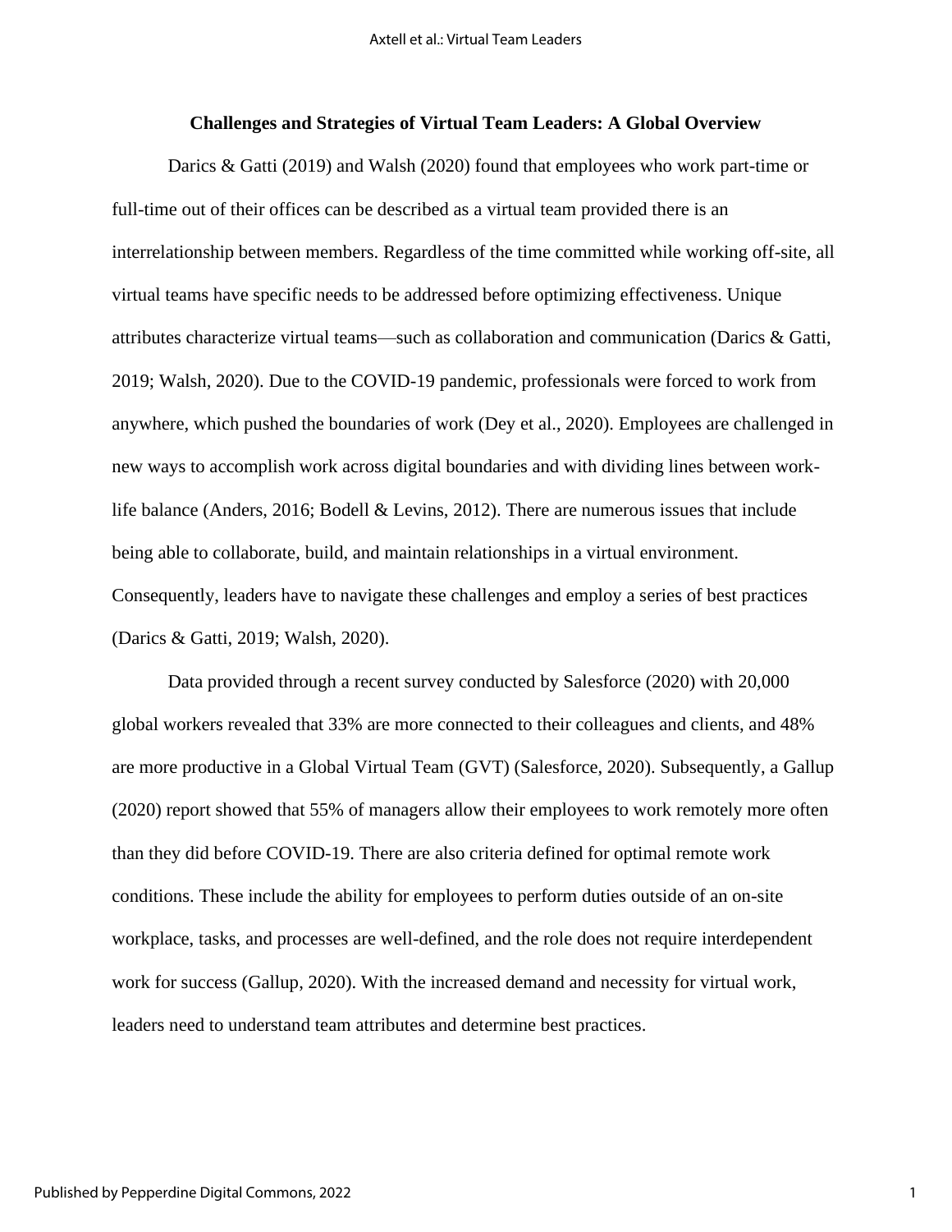## Challenges and Strategies of Virtual Team Leaders: A Global Overview

Darics & Gatti (2019) and Walsh (2020) found that employees who work part-time or full-time out of their offices can be described as a virtual team provided there is an interrelationship between members. Regardless of the time committed while working off-site, all virtual teams have specific needs to be addressed before optimizing effectiveness. Unique attributes characterize virtual teams—such as collaboration and communication (Darics & Gatti, 2019; Walsh, 2020). Due to the COVID-19 pandemic, professionals were forced to work from anywhere, which pushed the boundaries of work (Dey et al., 2020). Employees are challenged in new ways to accomplish work across digital boundaries and with dividing lines between work-life balance (Anders, 2016; Bodell & Levins, 2012). There are numerous issues that include being able to collaborate, build, and maintain relationships in a virtual environment. Consequently, leaders have to navigate these challenges and employ a series of best practices (Darics & Gatti, 2019; Walsh, 2020).

Data provided through a recent survey conducted by Salesforce (2020) with 20,000 global workers revealed that 33% are more connected to their colleagues and clients, and 48% are more productive in a Global Virtual Team (GVT) (Salesforce, 2020). Subsequently, a Gallup (2020) report showed that 55% of managers allow their employees to work remotely more often than they did before COVID-19. There are also criteria defined for optimal remote work conditions. These include the ability for employees to perform duties outside of an on-site workplace, tasks, and processes are well-defined, and the role does not require interdependent work for success (Gallup, 2020). With the increased demand and necessity for virtual work, leaders need to understand team attributes and determine best practices.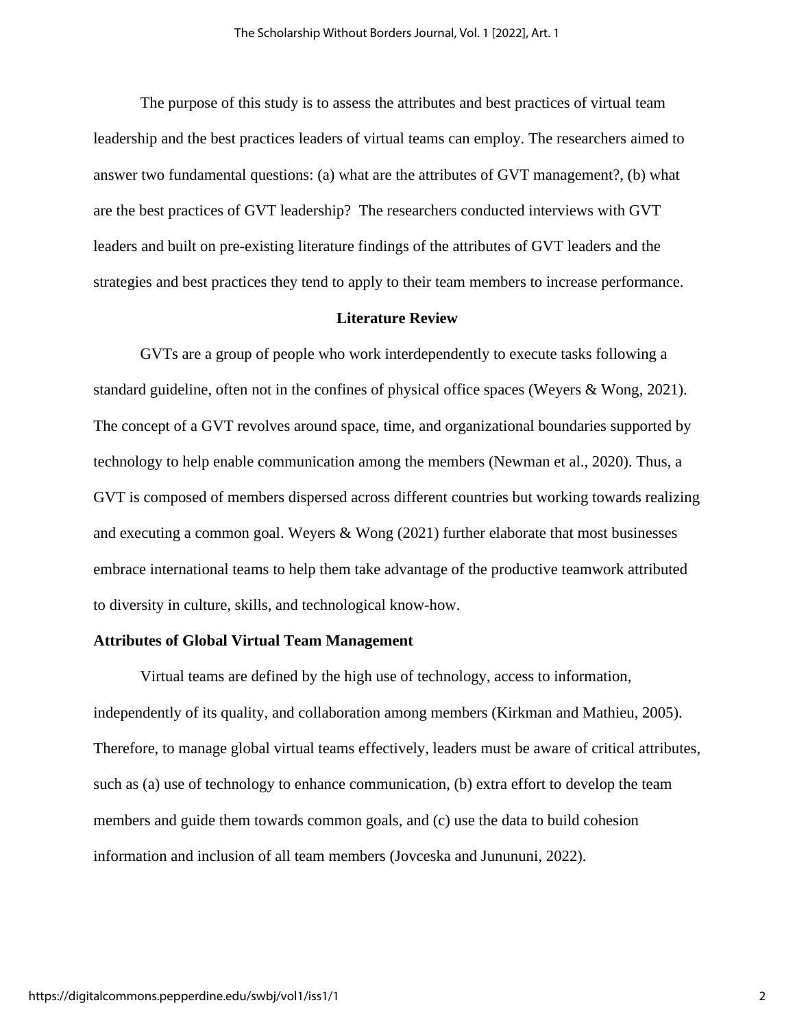The purpose of this study is to assess the attributes and best practices of virtual team leadership and the best practices leaders of virtual teams can employ. The researchers aimed to answer two fundamental questions: (a) what are the attributes of GVT management?, (b) what are the best practices of GVT leadership? The researchers conducted interviews with GVT leaders and built on pre-existing literature findings of the attributes of GVT leaders and the strategies and best practices they tend to apply to their team members to increase performance.

## Literature Review

GVTs are a group of people who work interdependently to execute tasks following a standard guideline, often not in the confines of physical office spaces (Weyers & Wong, 2021). The concept of a GVT revolves around space, time, and organizational boundaries supported by technology to help enable communication among the members (Newman et al., 2020). Thus, a GVT is composed of members dispersed across different countries but working towards realizing and executing a common goal. Weyers & Wong (2021) further elaborate that most businesses embrace international teams to help them take advantage of the productive teamwork attributed to diversity in culture, skills, and technological know-how.

### Attributes of Global Virtual Team Management

Virtual teams are defined by the high use of technology, access to information, independently of its quality, and collaboration among members (Kirkman and Mathieu, 2005). Therefore, to manage global virtual teams effectively, leaders must be aware of critical attributes, such as (a) use of technology to enhance communication, (b) extra effort to develop the team members and guide them towards common goals, and (c) use the data to build cohesion information and inclusion of all team members (Jovceska and Junununi, 2022).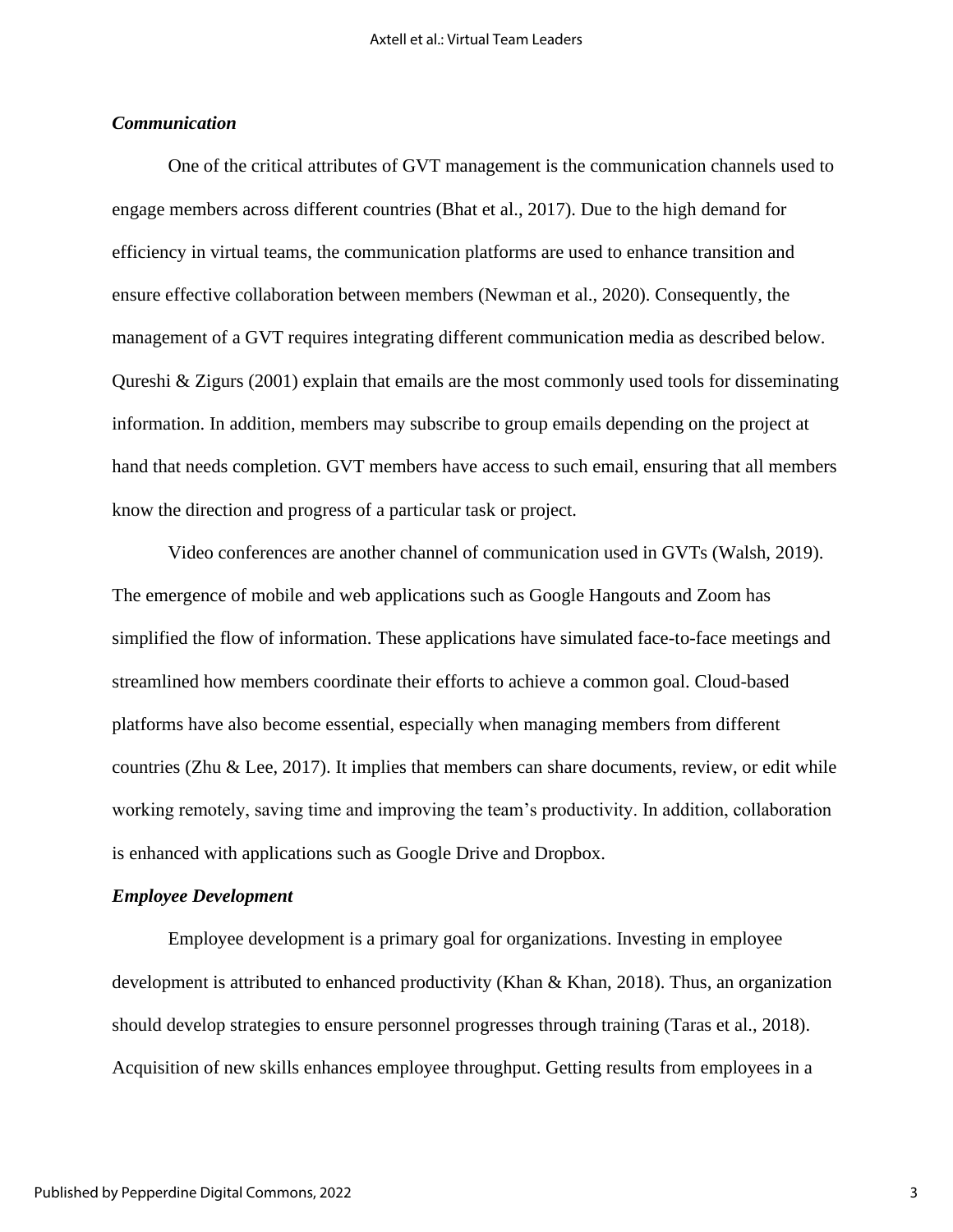### *Communication*

One of the critical attributes of GVT management is the communication channels used to engage members across different countries (Bhat et al., 2017). Due to the high demand for efficiency in virtual teams, the communication platforms are used to enhance transition and ensure effective collaboration between members (Newman et al., 2020). Consequently, the management of a GVT requires integrating different communication media as described below. Qureshi & Zigurs (2001) explain that emails are the most commonly used tools for disseminating information. In addition, members may subscribe to group emails depending on the project at hand that needs completion. GVT members have access to such email, ensuring that all members know the direction and progress of a particular task or project.

Video conferences are another channel of communication used in GVTs (Walsh, 2019). The emergence of mobile and web applications such as Google Hangouts and Zoom has simplified the flow of information. These applications have simulated face-to-face meetings and streamlined how members coordinate their efforts to achieve a common goal. Cloud-based platforms have also become essential, especially when managing members from different countries (Zhu & Lee, 2017). It implies that members can share documents, review, or edit while working remotely, saving time and improving the team's productivity. In addition, collaboration is enhanced with applications such as Google Drive and Dropbox.

### *Employee Development*

Employee development is a primary goal for organizations. Investing in employee development is attributed to enhanced productivity (Khan & Khan, 2018). Thus, an organization should develop strategies to ensure personnel progresses through training (Taras et al., 2018). Acquisition of new skills enhances employee throughput. Getting results from employees in a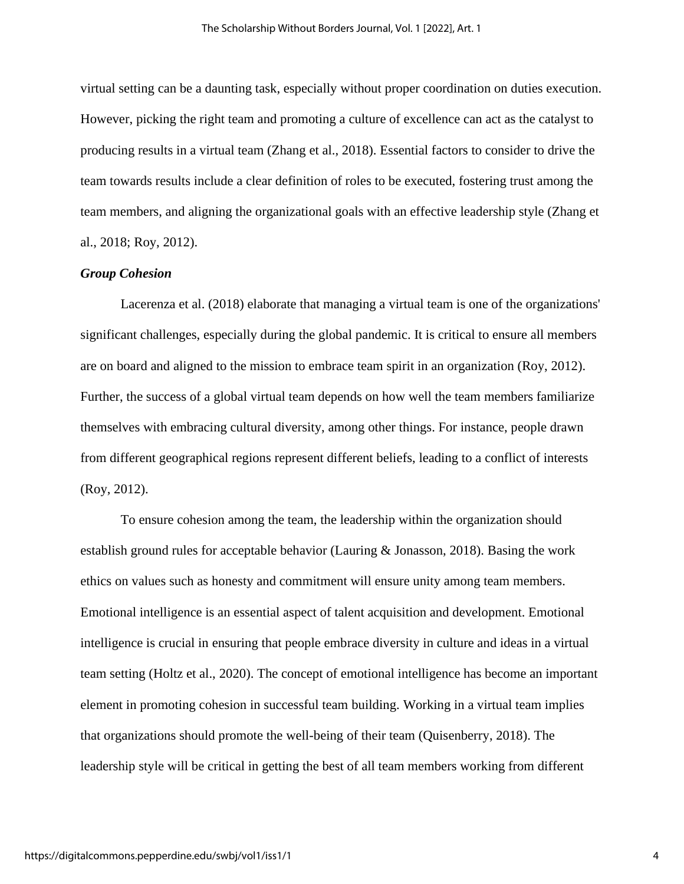virtual setting can be a daunting task, especially without proper coordination on duties execution. However, picking the right team and promoting a culture of excellence can act as the catalyst to producing results in a virtual team (Zhang et al., 2018). Essential factors to consider to drive the team towards results include a clear definition of roles to be executed, fostering trust among the team members, and aligning the organizational goals with an effective leadership style (Zhang et al., 2018; Roy, 2012).

### *Group Cohesion*

Lacerenza et al. (2018) elaborate that managing a virtual team is one of the organizations' significant challenges, especially during the global pandemic. It is critical to ensure all members are on board and aligned to the mission to embrace team spirit in an organization (Roy, 2012). Further, the success of a global virtual team depends on how well the team members familiarize themselves with embracing cultural diversity, among other things. For instance, people drawn from different geographical regions represent different beliefs, leading to a conflict of interests (Roy, 2012).

To ensure cohesion among the team, the leadership within the organization should establish ground rules for acceptable behavior (Lauring & Jonasson, 2018). Basing the work ethics on values such as honesty and commitment will ensure unity among team members. Emotional intelligence is an essential aspect of talent acquisition and development. Emotional intelligence is crucial in ensuring that people embrace diversity in culture and ideas in a virtual team setting (Holtz et al., 2020). The concept of emotional intelligence has become an important element in promoting cohesion in successful team building. Working in a virtual team implies that organizations should promote the well-being of their team (Quisenberry, 2018). The leadership style will be critical in getting the best of all team members working from different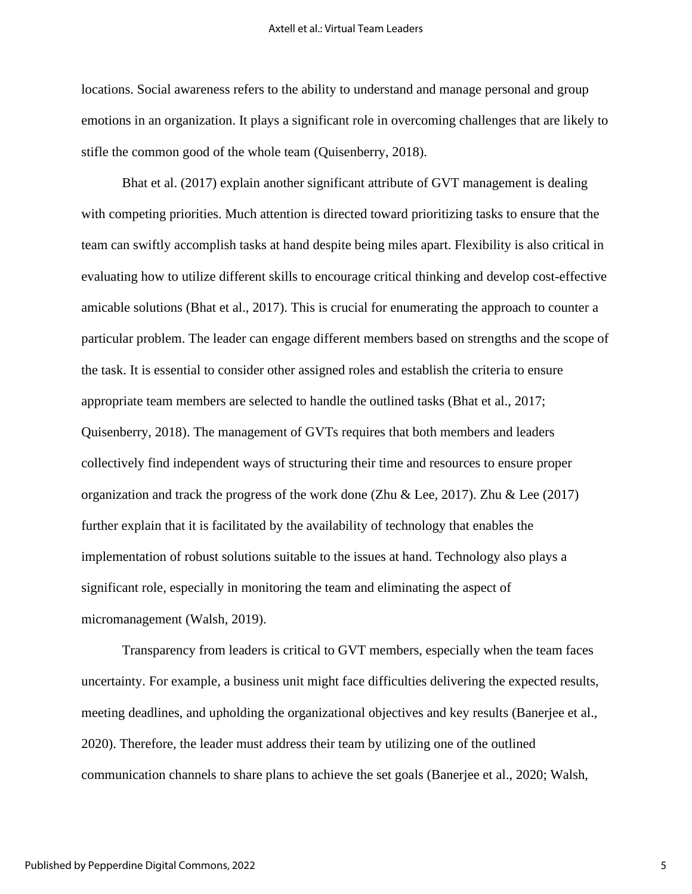locations. Social awareness refers to the ability to understand and manage personal and group emotions in an organization. It plays a significant role in overcoming challenges that are likely to stifle the common good of the whole team (Quisenberry, 2018).

Bhat et al. (2017) explain another significant attribute of GVT management is dealing with competing priorities. Much attention is directed toward prioritizing tasks to ensure that the team can swiftly accomplish tasks at hand despite being miles apart. Flexibility is also critical in evaluating how to utilize different skills to encourage critical thinking and develop cost-effective amicable solutions (Bhat et al., 2017). This is crucial for enumerating the approach to counter a particular problem. The leader can engage different members based on strengths and the scope of the task. It is essential to consider other assigned roles and establish the criteria to ensure appropriate team members are selected to handle the outlined tasks (Bhat et al., 2017; Quisenberry, 2018). The management of GVTs requires that both members and leaders collectively find independent ways of structuring their time and resources to ensure proper organization and track the progress of the work done (Zhu & Lee, 2017). Zhu & Lee (2017) further explain that it is facilitated by the availability of technology that enables the implementation of robust solutions suitable to the issues at hand. Technology also plays a significant role, especially in monitoring the team and eliminating the aspect of micromanagement (Walsh, 2019).

Transparency from leaders is critical to GVT members, especially when the team faces uncertainty. For example, a business unit might face difficulties delivering the expected results, meeting deadlines, and upholding the organizational objectives and key results (Banerjee et al., 2020). Therefore, the leader must address their team by utilizing one of the outlined communication channels to share plans to achieve the set goals (Banerjee et al., 2020; Walsh,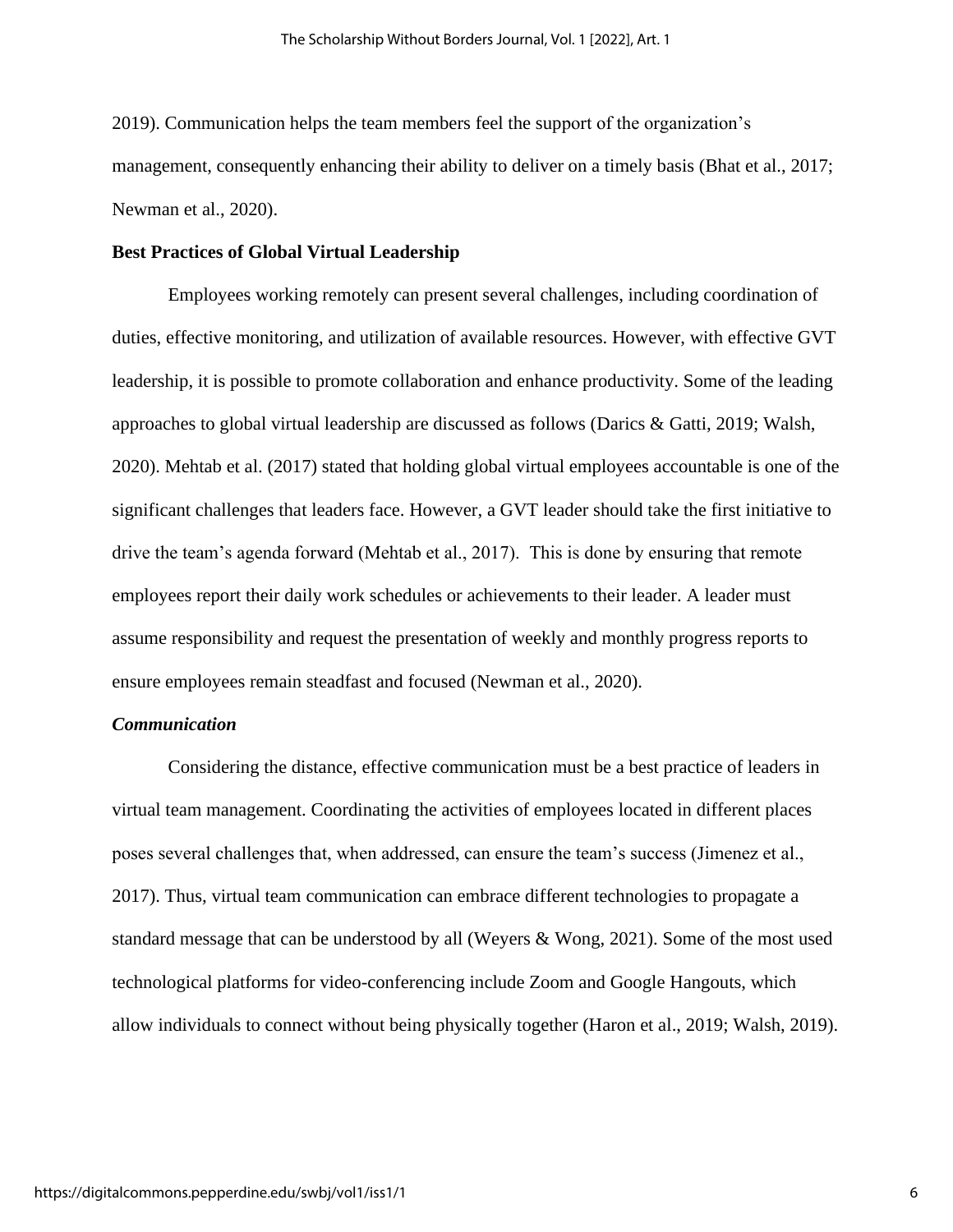2019). Communication helps the team members feel the support of the organization's management, consequently enhancing their ability to deliver on a timely basis (Bhat et al., 2017; Newman et al., 2020).

## Best Practices of Global Virtual Leadership

Employees working remotely can present several challenges, including coordination of duties, effective monitoring, and utilization of available resources. However, with effective GVT leadership, it is possible to promote collaboration and enhance productivity. Some of the leading approaches to global virtual leadership are discussed as follows (Darics & Gatti, 2019; Walsh, 2020). Mehtab et al. (2017) stated that holding global virtual employees accountable is one of the significant challenges that leaders face. However, a GVT leader should take the first initiative to drive the team's agenda forward (Mehtab et al., 2017). This is done by ensuring that remote employees report their daily work schedules or achievements to their leader. A leader must assume responsibility and request the presentation of weekly and monthly progress reports to ensure employees remain steadfast and focused (Newman et al., 2020).

### *Communication*

Considering the distance, effective communication must be a best practice of leaders in virtual team management. Coordinating the activities of employees located in different places poses several challenges that, when addressed, can ensure the team's success (Jimenez et al., 2017). Thus, virtual team communication can embrace different technologies to propagate a standard message that can be understood by all (Weyers & Wong, 2021). Some of the most used technological platforms for video-conferencing include Zoom and Google Hangouts, which allow individuals to connect without being physically together (Haron et al., 2019; Walsh, 2019).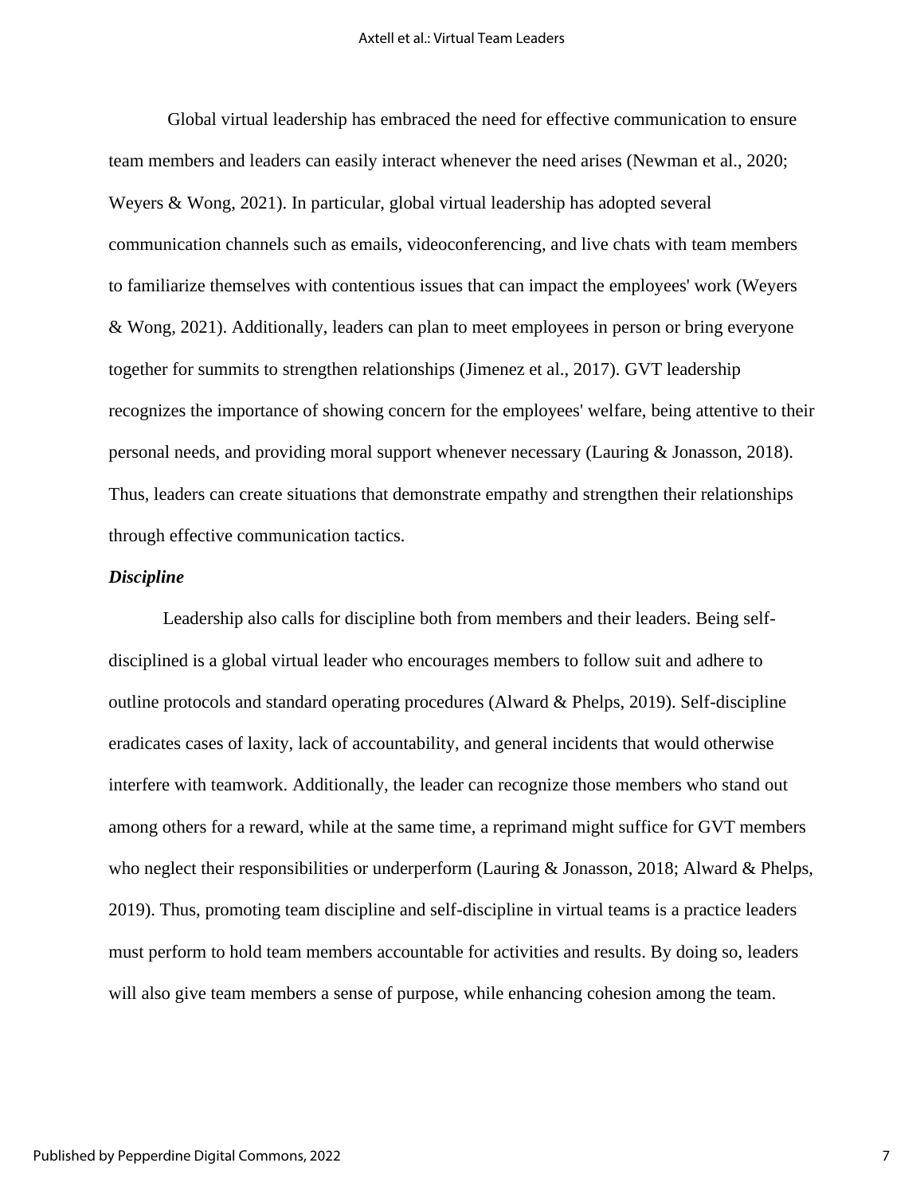Global virtual leadership has embraced the need for effective communication to ensure team members and leaders can easily interact whenever the need arises (Newman et al., 2020; Weyers & Wong, 2021). In particular, global virtual leadership has adopted several communication channels such as emails, videoconferencing, and live chats with team members to familiarize themselves with contentious issues that can impact the employees' work (Weyers & Wong, 2021). Additionally, leaders can plan to meet employees in person or bring everyone together for summits to strengthen relationships (Jimenez et al., 2017). GVT leadership recognizes the importance of showing concern for the employees' welfare, being attentive to their personal needs, and providing moral support whenever necessary (Lauring & Jonasson, 2018). Thus, leaders can create situations that demonstrate empathy and strengthen their relationships through effective communication tactics.

### *Discipline*

Leadership also calls for discipline both from members and their leaders. Being self-disciplined is a global virtual leader who encourages members to follow suit and adhere to outline protocols and standard operating procedures (Alward & Phelps, 2019). Self-discipline eradicates cases of laxity, lack of accountability, and general incidents that would otherwise interfere with teamwork. Additionally, the leader can recognize those members who stand out among others for a reward, while at the same time, a reprimand might suffice for GVT members who neglect their responsibilities or underperform (Lauring & Jonasson, 2018; Alward & Phelps, 2019). Thus, promoting team discipline and self-discipline in virtual teams is a practice leaders must perform to hold team members accountable for activities and results. By doing so, leaders will also give team members a sense of purpose, while enhancing cohesion among the team.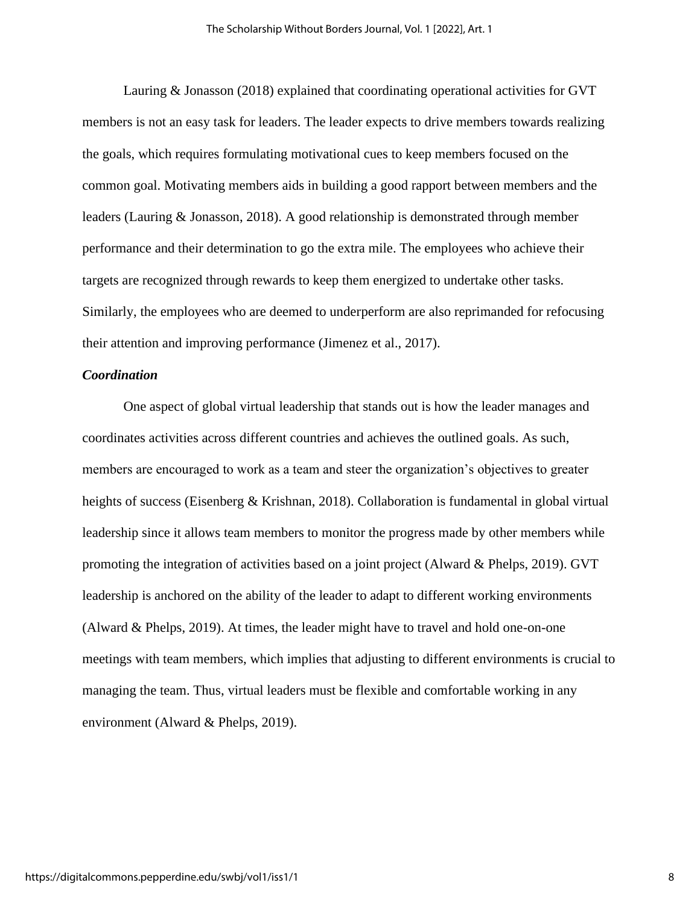Lauring & Jonasson (2018) explained that coordinating operational activities for GVT members is not an easy task for leaders. The leader expects to drive members towards realizing the goals, which requires formulating motivational cues to keep members focused on the common goal. Motivating members aids in building a good rapport between members and the leaders (Lauring & Jonasson, 2018). A good relationship is demonstrated through member performance and their determination to go the extra mile. The employees who achieve their targets are recognized through rewards to keep them energized to undertake other tasks. Similarly, the employees who are deemed to underperform are also reprimanded for refocusing their attention and improving performance (Jimenez et al., 2017).

### *Coordination*

One aspect of global virtual leadership that stands out is how the leader manages and coordinates activities across different countries and achieves the outlined goals. As such, members are encouraged to work as a team and steer the organization's objectives to greater heights of success (Eisenberg & Krishnan, 2018). Collaboration is fundamental in global virtual leadership since it allows team members to monitor the progress made by other members while promoting the integration of activities based on a joint project (Alward & Phelps, 2019). GVT leadership is anchored on the ability of the leader to adapt to different working environments (Alward & Phelps, 2019). At times, the leader might have to travel and hold one-on-one meetings with team members, which implies that adjusting to different environments is crucial to managing the team. Thus, virtual leaders must be flexible and comfortable working in any environment (Alward & Phelps, 2019).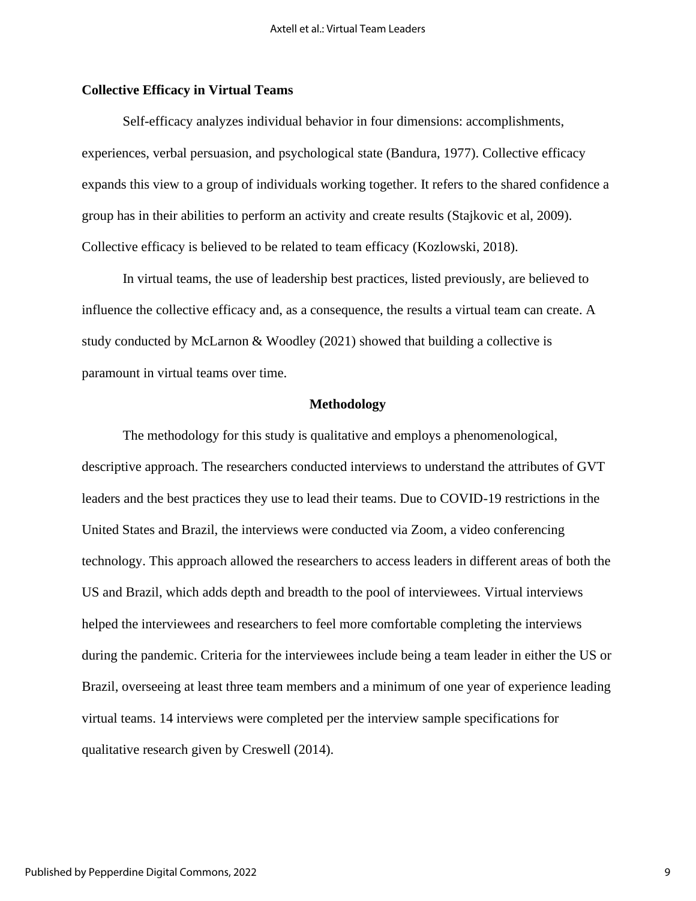### Collective Efficacy in Virtual Teams

Self-efficacy analyzes individual behavior in four dimensions: accomplishments, experiences, verbal persuasion, and psychological state (Bandura, 1977). Collective efficacy expands this view to a group of individuals working together. It refers to the shared confidence a group has in their abilities to perform an activity and create results (Stajkovic et al, 2009). Collective efficacy is believed to be related to team efficacy (Kozlowski, 2018).

In virtual teams, the use of leadership best practices, listed previously, are believed to influence the collective efficacy and, as a consequence, the results a virtual team can create. A study conducted by McLarnon & Woodley (2021) showed that building a collective is paramount in virtual teams over time.

## Methodology

The methodology for this study is qualitative and employs a phenomenological, descriptive approach. The researchers conducted interviews to understand the attributes of GVT leaders and the best practices they use to lead their teams. Due to COVID-19 restrictions in the United States and Brazil, the interviews were conducted via Zoom, a video conferencing technology. This approach allowed the researchers to access leaders in different areas of both the US and Brazil, which adds depth and breadth to the pool of interviewees. Virtual interviews helped the interviewees and researchers to feel more comfortable completing the interviews during the pandemic. Criteria for the interviewees include being a team leader in either the US or Brazil, overseeing at least three team members and a minimum of one year of experience leading virtual teams. 14 interviews were completed per the interview sample specifications for qualitative research given by Creswell (2014).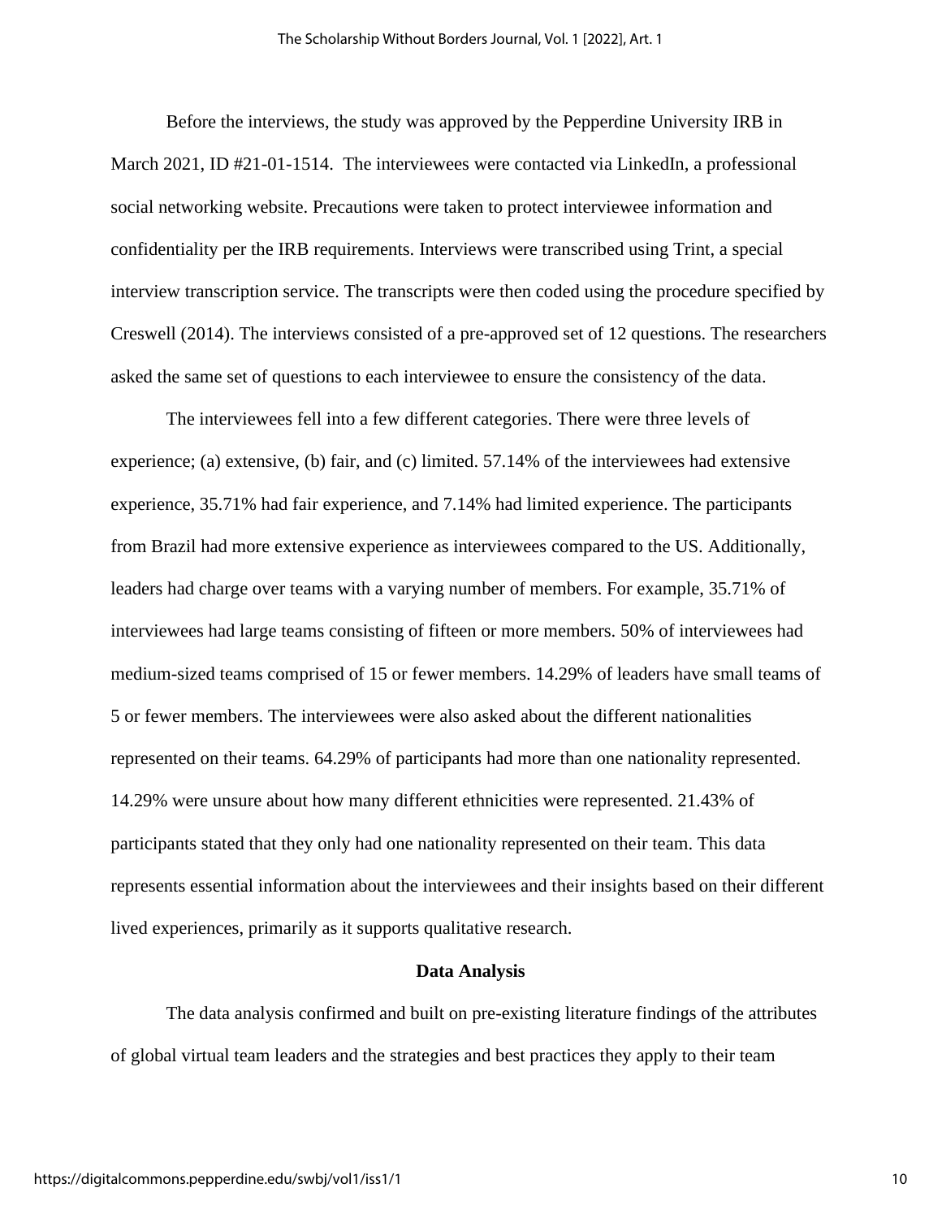Before the interviews, the study was approved by the Pepperdine University IRB in March 2021, ID #21-01-1514. The interviewees were contacted via LinkedIn, a professional social networking website. Precautions were taken to protect interviewee information and confidentiality per the IRB requirements. Interviews were transcribed using Trint, a special interview transcription service. The transcripts were then coded using the procedure specified by Creswell (2014). The interviews consisted of a pre-approved set of 12 questions. The researchers asked the same set of questions to each interviewee to ensure the consistency of the data.

The interviewees fell into a few different categories. There were three levels of experience; (a) extensive, (b) fair, and (c) limited. 57.14% of the interviewees had extensive experience, 35.71% had fair experience, and 7.14% had limited experience. The participants from Brazil had more extensive experience as interviewees compared to the US. Additionally, leaders had charge over teams with a varying number of members. For example, 35.71% of interviewees had large teams consisting of fifteen or more members. 50% of interviewees had medium-sized teams comprised of 15 or fewer members. 14.29% of leaders have small teams of 5 or fewer members. The interviewees were also asked about the different nationalities represented on their teams. 64.29% of participants had more than one nationality represented. 14.29% were unsure about how many different ethnicities were represented. 21.43% of participants stated that they only had one nationality represented on their team. This data represents essential information about the interviewees and their insights based on their different lived experiences, primarily as it supports qualitative research.

## Data Analysis

The data analysis confirmed and built on pre-existing literature findings of the attributes of global virtual team leaders and the strategies and best practices they apply to their team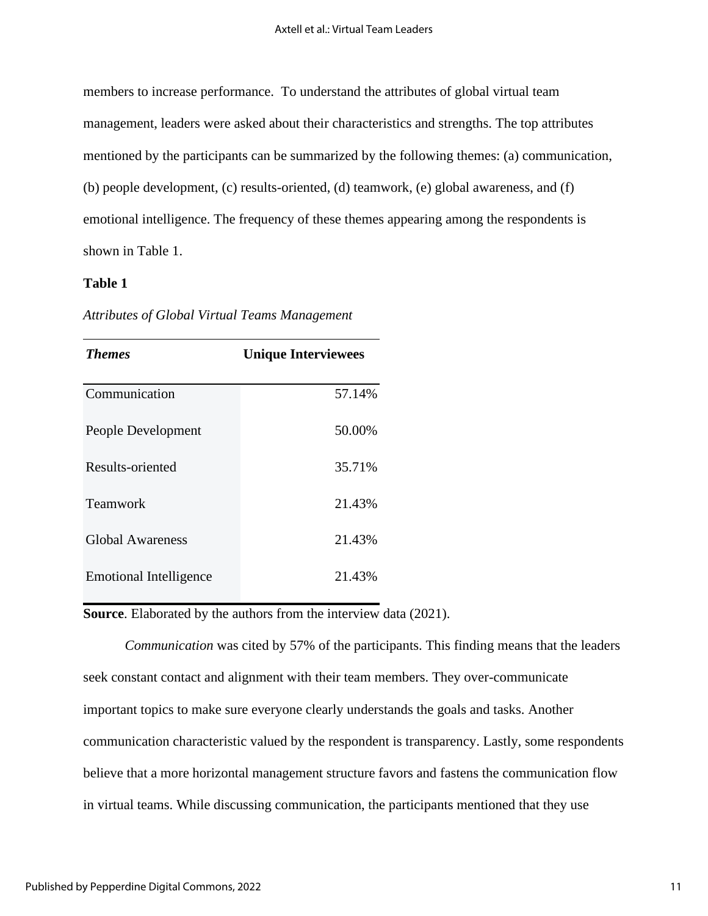members to increase performance. To understand the attributes of global virtual team management, leaders were asked about their characteristics and strengths. The top attributes mentioned by the participants can be summarized by the following themes: (a) communication, (b) people development, (c) results-oriented, (d) teamwork, (e) global awareness, and (f) emotional intelligence. The frequency of these themes appearing among the respondents is shown in Table 1.

**Table 1**

*Attributes of Global Virtual Teams Management*

| ***Themes*** | **Unique Interviewees** |
| --- | ---: |
| Communication | 57.14% |
| People Development | 50.00% |
| Results-oriented | 35.71% |
| Teamwork | 21.43% |
| Global Awareness | 21.43% |
| Emotional Intelligence | 21.43% |

**Source**. Elaborated by the authors from the interview data (2021).

*Communication* was cited by 57% of the participants. This finding means that the leaders seek constant contact and alignment with their team members. They over-communicate important topics to make sure everyone clearly understands the goals and tasks. Another communication characteristic valued by the respondent is transparency. Lastly, some respondents believe that a more horizontal management structure favors and fastens the communication flow in virtual teams. While discussing communication, the participants mentioned that they use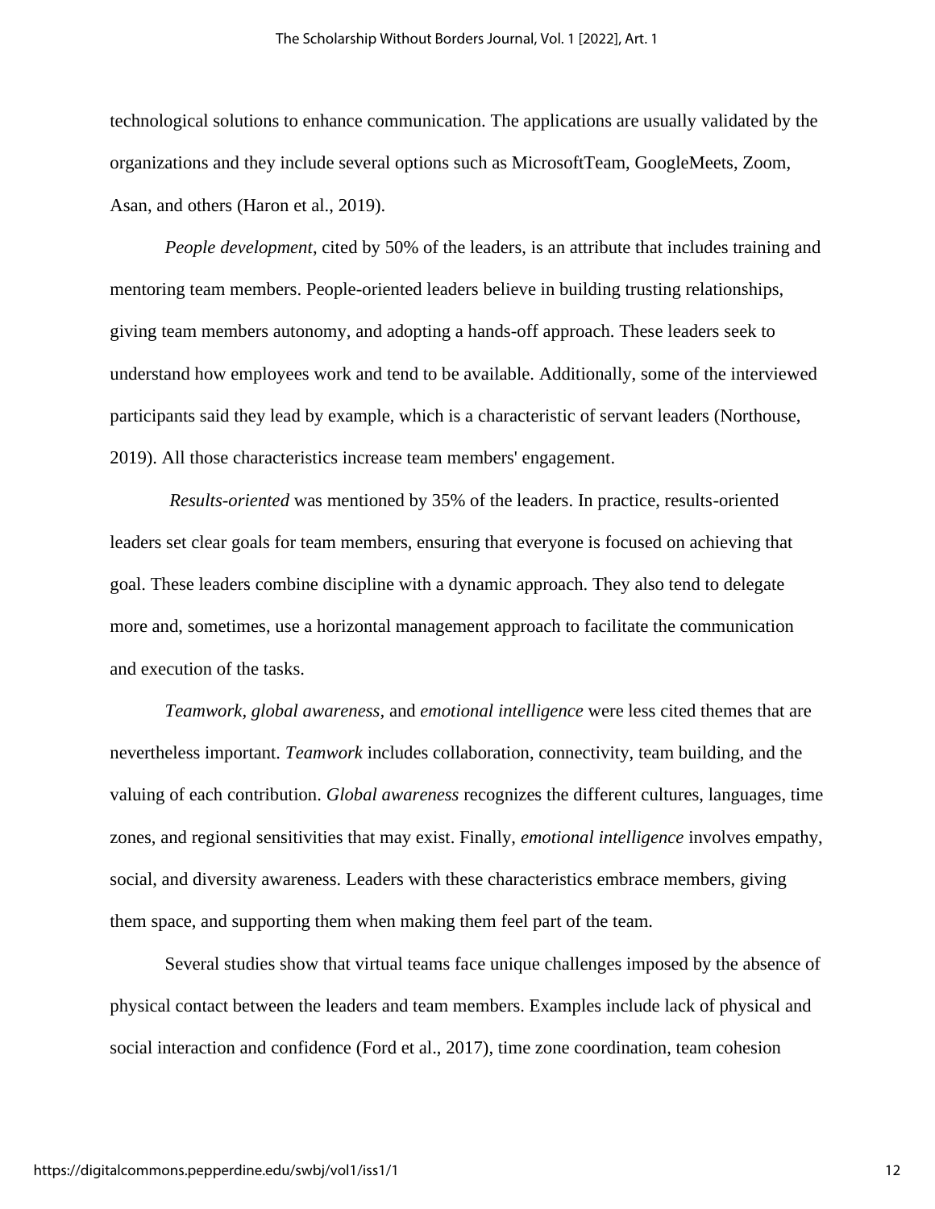technological solutions to enhance communication. The applications are usually validated by the organizations and they include several options such as MicrosoftTeam, GoogleMeets, Zoom, Asan, and others (Haron et al., 2019).

*People development*, cited by 50% of the leaders, is an attribute that includes training and mentoring team members. People-oriented leaders believe in building trusting relationships, giving team members autonomy, and adopting a hands-off approach. These leaders seek to understand how employees work and tend to be available. Additionally, some of the interviewed participants said they lead by example, which is a characteristic of servant leaders (Northouse, 2019). All those characteristics increase team members' engagement.

*Results-oriented* was mentioned by 35% of the leaders. In practice, results-oriented leaders set clear goals for team members, ensuring that everyone is focused on achieving that goal. These leaders combine discipline with a dynamic approach. They also tend to delegate more and, sometimes, use a horizontal management approach to facilitate the communication and execution of the tasks.

*Teamwork*, *global awareness*, and *emotional intelligence* were less cited themes that are nevertheless important. *Teamwork* includes collaboration, connectivity, team building, and the valuing of each contribution. *Global awareness* recognizes the different cultures, languages, time zones, and regional sensitivities that may exist. Finally, *emotional intelligence* involves empathy, social, and diversity awareness. Leaders with these characteristics embrace members, giving them space, and supporting them when making them feel part of the team.

Several studies show that virtual teams face unique challenges imposed by the absence of physical contact between the leaders and team members. Examples include lack of physical and social interaction and confidence (Ford et al., 2017), time zone coordination, team cohesion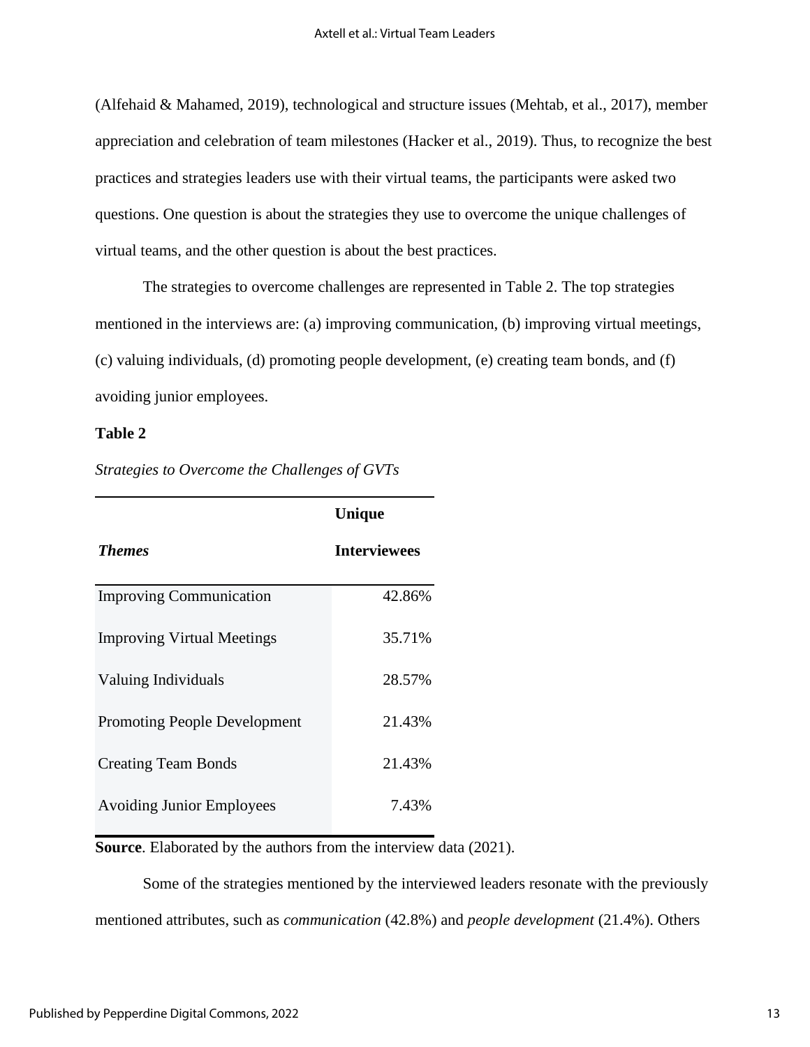(Alfehaid & Mahamed, 2019), technological and structure issues (Mehtab, et al., 2017), member appreciation and celebration of team milestones (Hacker et al., 2019). Thus, to recognize the best practices and strategies leaders use with their virtual teams, the participants were asked two questions. One question is about the strategies they use to overcome the unique challenges of virtual teams, and the other question is about the best practices.

The strategies to overcome challenges are represented in Table 2. The top strategies mentioned in the interviews are: (a) improving communication, (b) improving virtual meetings, (c) valuing individuals, (d) promoting people development, (e) creating team bonds, and (f) avoiding junior employees.

**Table 2**

*Strategies to Overcome the Challenges of GVTs*

| ***Themes*** | **Unique Interviewees** |
|---|---|
| Improving Communication | 42.86% |
| Improving Virtual Meetings | 35.71% |
| Valuing Individuals | 28.57% |
| Promoting People Development | 21.43% |
| Creating Team Bonds | 21.43% |
| Avoiding Junior Employees | 7.43% |

**Source**. Elaborated by the authors from the interview data (2021).

Some of the strategies mentioned by the interviewed leaders resonate with the previously mentioned attributes, such as *communication* (42.8%) and *people development* (21.4%). Others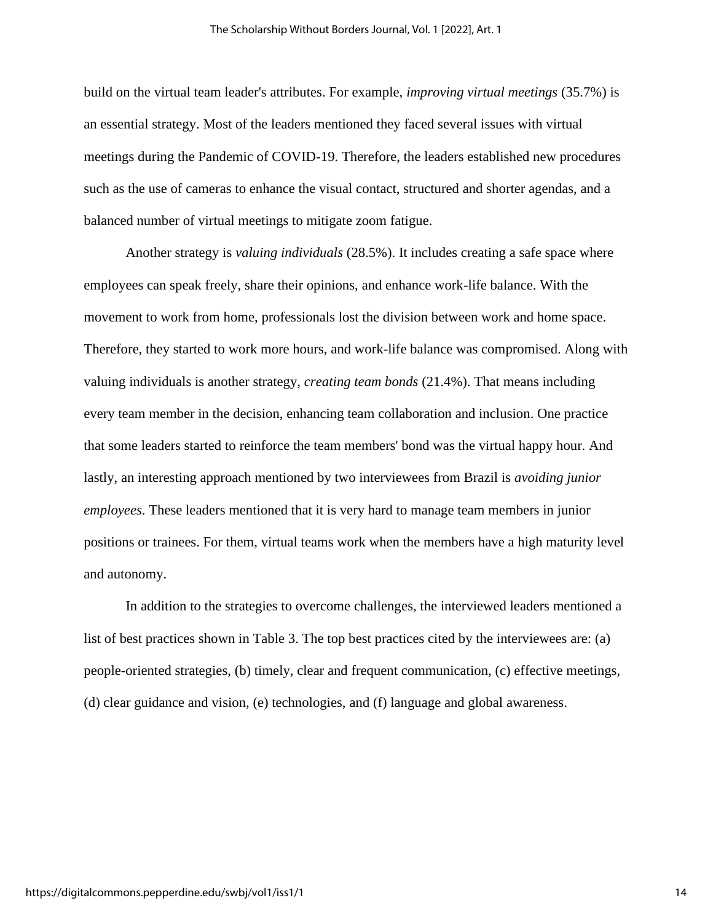build on the virtual team leader's attributes. For example, *improving virtual meetings* (35.7%) is an essential strategy. Most of the leaders mentioned they faced several issues with virtual meetings during the Pandemic of COVID-19. Therefore, the leaders established new procedures such as the use of cameras to enhance the visual contact, structured and shorter agendas, and a balanced number of virtual meetings to mitigate zoom fatigue.

Another strategy is *valuing individuals* (28.5%). It includes creating a safe space where employees can speak freely, share their opinions, and enhance work-life balance. With the movement to work from home, professionals lost the division between work and home space. Therefore, they started to work more hours, and work-life balance was compromised. Along with valuing individuals is another strategy, *creating team bonds* (21.4%). That means including every team member in the decision, enhancing team collaboration and inclusion. One practice that some leaders started to reinforce the team members' bond was the virtual happy hour. And lastly, an interesting approach mentioned by two interviewees from Brazil is *avoiding junior employees*. These leaders mentioned that it is very hard to manage team members in junior positions or trainees. For them, virtual teams work when the members have a high maturity level and autonomy.

In addition to the strategies to overcome challenges, the interviewed leaders mentioned a list of best practices shown in Table 3. The top best practices cited by the interviewees are: (a) people-oriented strategies, (b) timely, clear and frequent communication, (c) effective meetings, (d) clear guidance and vision, (e) technologies, and (f) language and global awareness.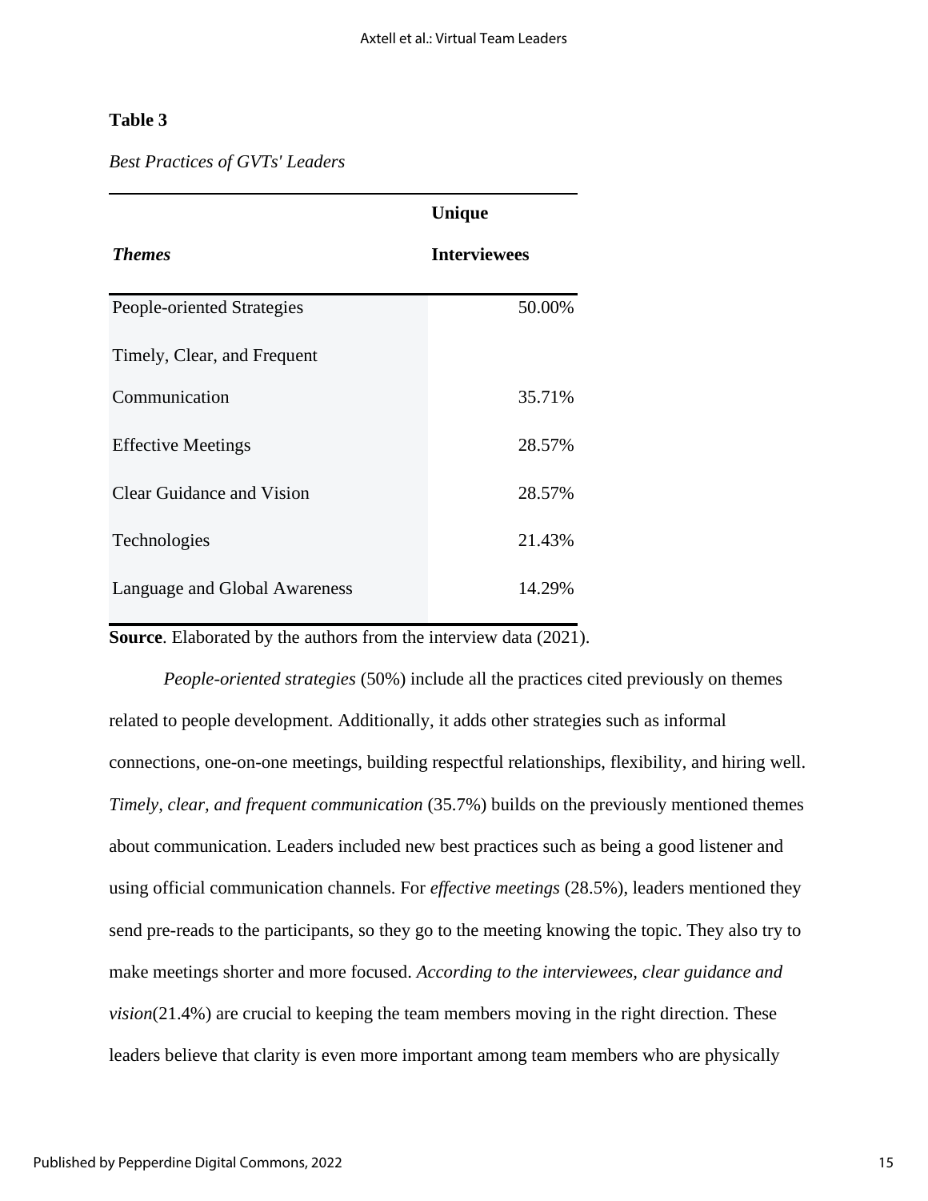**Table 3**

*Best Practices of GVTs' Leaders*

| *Themes* | Unique Interviewees |
|---|---|
| People-oriented Strategies | 50.00% |
| Timely, Clear, and Frequent Communication | 35.71% |
| Effective Meetings | 28.57% |
| Clear Guidance and Vision | 28.57% |
| Technologies | 21.43% |
| Language and Global Awareness | 14.29% |

**Source**. Elaborated by the authors from the interview data (2021).

*People-oriented strategies* (50%) include all the practices cited previously on themes related to people development. Additionally, it adds other strategies such as informal connections, one-on-one meetings, building respectful relationships, flexibility, and hiring well. *Timely, clear, and frequent communication* (35.7%) builds on the previously mentioned themes about communication. Leaders included new best practices such as being a good listener and using official communication channels. For *effective meetings* (28.5%), leaders mentioned they send pre-reads to the participants, so they go to the meeting knowing the topic. They also try to make meetings shorter and more focused. *According to the interviewees, clear guidance and vision*(21.4%) are crucial to keeping the team members moving in the right direction. These leaders believe that clarity is even more important among team members who are physically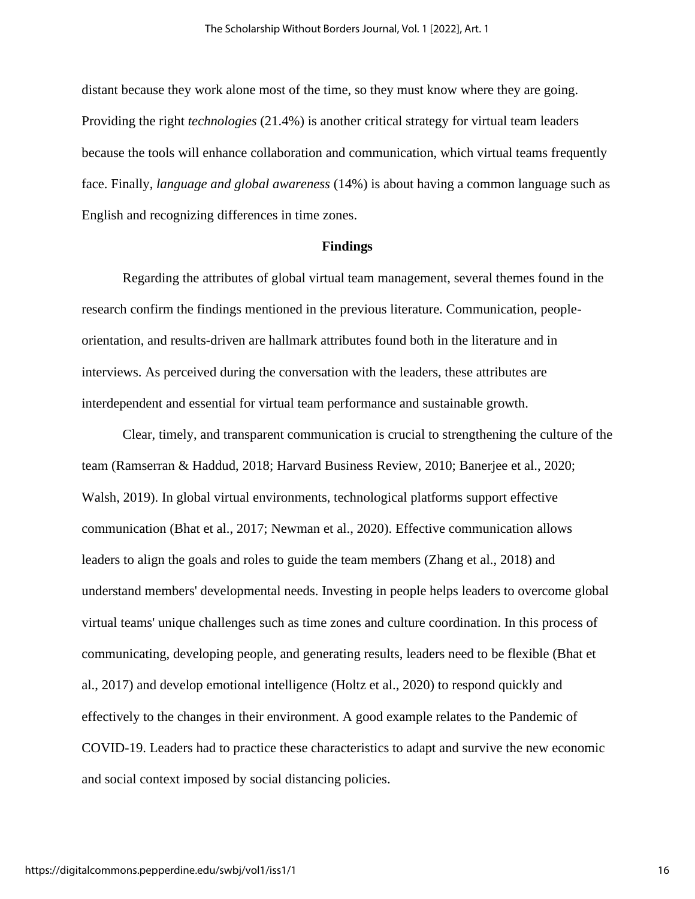distant because they work alone most of the time, so they must know where they are going. Providing the right *technologies* (21.4%) is another critical strategy for virtual team leaders because the tools will enhance collaboration and communication, which virtual teams frequently face. Finally, *language and global awareness* (14%) is about having a common language such as English and recognizing differences in time zones.

## Findings

Regarding the attributes of global virtual team management, several themes found in the research confirm the findings mentioned in the previous literature. Communication, people-orientation, and results-driven are hallmark attributes found both in the literature and in interviews. As perceived during the conversation with the leaders, these attributes are interdependent and essential for virtual team performance and sustainable growth.

Clear, timely, and transparent communication is crucial to strengthening the culture of the team (Ramserran & Haddud, 2018; Harvard Business Review, 2010; Banerjee et al., 2020; Walsh, 2019). In global virtual environments, technological platforms support effective communication (Bhat et al., 2017; Newman et al., 2020). Effective communication allows leaders to align the goals and roles to guide the team members (Zhang et al., 2018) and understand members' developmental needs. Investing in people helps leaders to overcome global virtual teams' unique challenges such as time zones and culture coordination. In this process of communicating, developing people, and generating results, leaders need to be flexible (Bhat et al., 2017) and develop emotional intelligence (Holtz et al., 2020) to respond quickly and effectively to the changes in their environment. A good example relates to the Pandemic of COVID-19. Leaders had to practice these characteristics to adapt and survive the new economic and social context imposed by social distancing policies.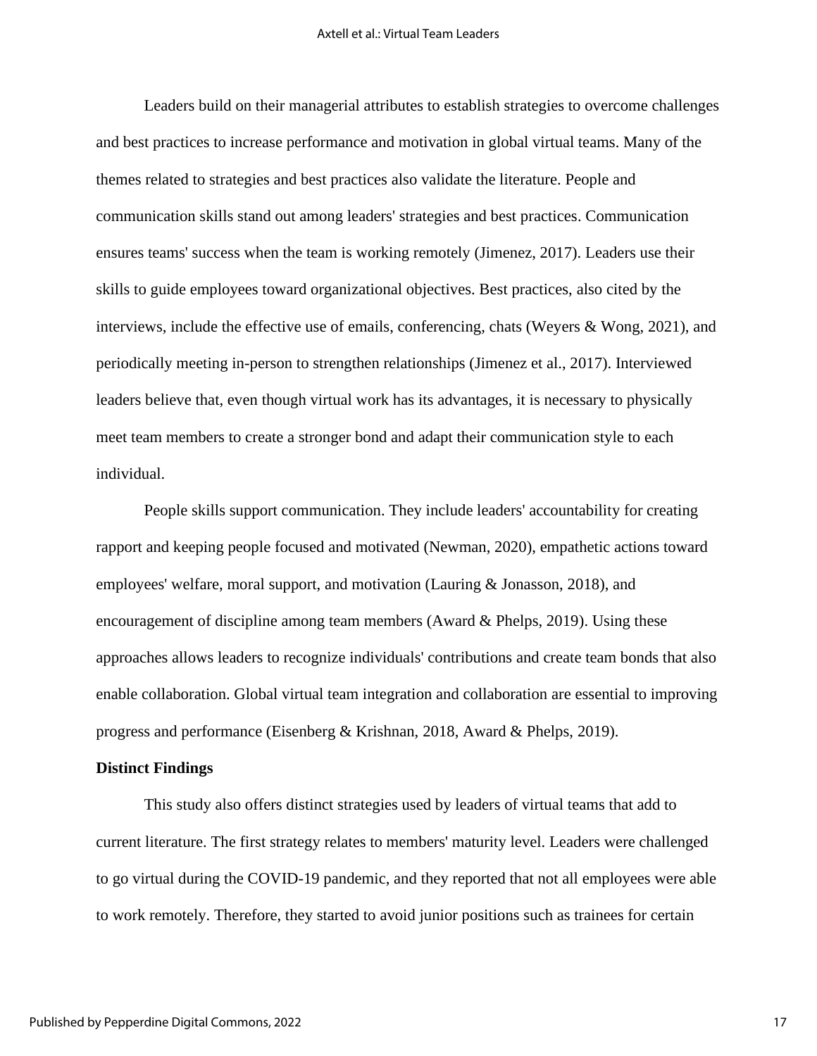Leaders build on their managerial attributes to establish strategies to overcome challenges and best practices to increase performance and motivation in global virtual teams. Many of the themes related to strategies and best practices also validate the literature. People and communication skills stand out among leaders' strategies and best practices. Communication ensures teams' success when the team is working remotely (Jimenez, 2017). Leaders use their skills to guide employees toward organizational objectives. Best practices, also cited by the interviews, include the effective use of emails, conferencing, chats (Weyers & Wong, 2021), and periodically meeting in-person to strengthen relationships (Jimenez et al., 2017). Interviewed leaders believe that, even though virtual work has its advantages, it is necessary to physically meet team members to create a stronger bond and adapt their communication style to each individual.

People skills support communication. They include leaders' accountability for creating rapport and keeping people focused and motivated (Newman, 2020), empathetic actions toward employees' welfare, moral support, and motivation (Lauring & Jonasson, 2018), and encouragement of discipline among team members (Award & Phelps, 2019). Using these approaches allows leaders to recognize individuals' contributions and create team bonds that also enable collaboration. Global virtual team integration and collaboration are essential to improving progress and performance (Eisenberg & Krishnan, 2018, Award & Phelps, 2019).

**Distinct Findings**

This study also offers distinct strategies used by leaders of virtual teams that add to current literature. The first strategy relates to members' maturity level. Leaders were challenged to go virtual during the COVID-19 pandemic, and they reported that not all employees were able to work remotely. Therefore, they started to avoid junior positions such as trainees for certain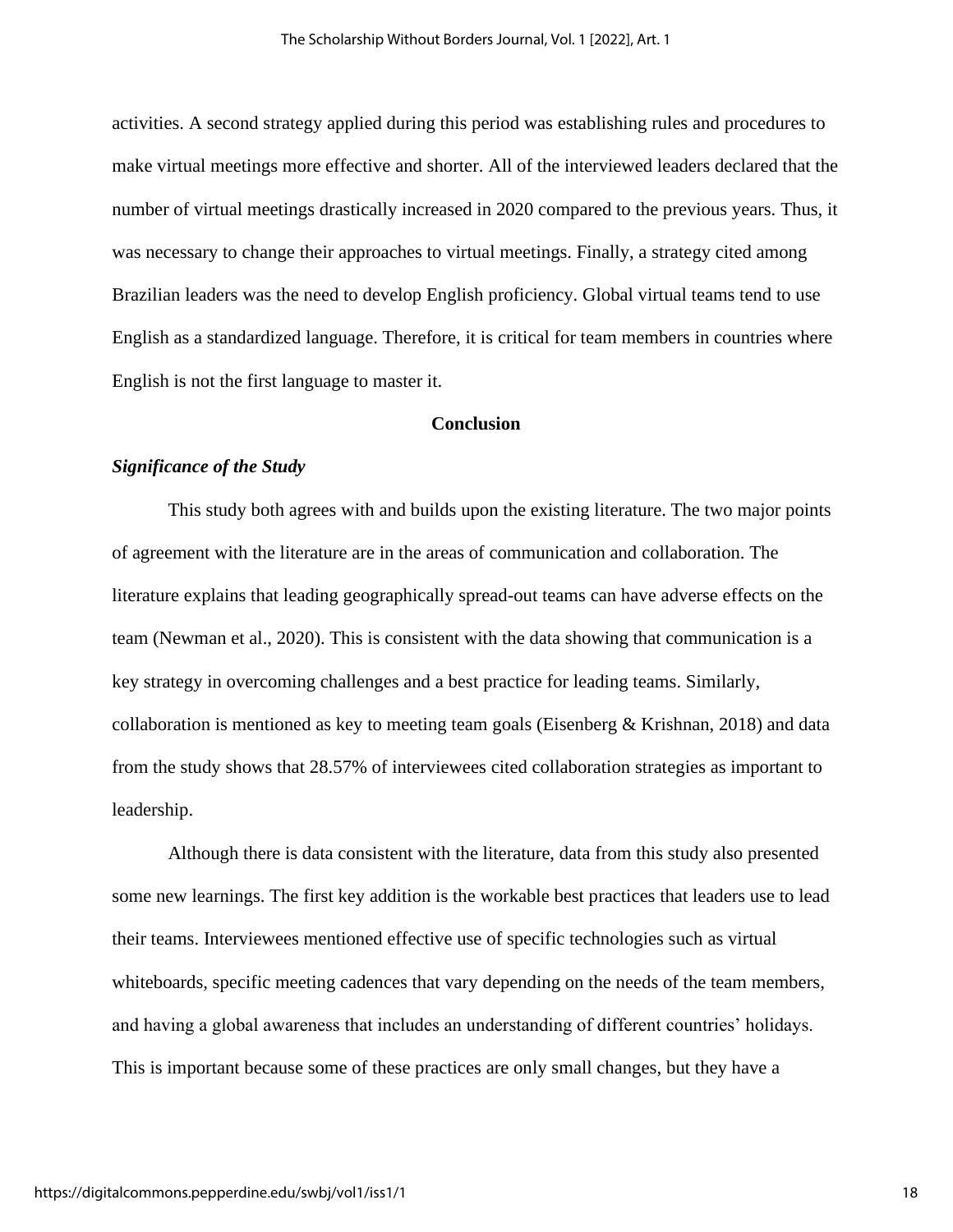activities. A second strategy applied during this period was establishing rules and procedures to make virtual meetings more effective and shorter. All of the interviewed leaders declared that the number of virtual meetings drastically increased in 2020 compared to the previous years. Thus, it was necessary to change their approaches to virtual meetings. Finally, a strategy cited among Brazilian leaders was the need to develop English proficiency. Global virtual teams tend to use English as a standardized language. Therefore, it is critical for team members in countries where English is not the first language to master it.

## Conclusion

### *Significance of the Study*

This study both agrees with and builds upon the existing literature. The two major points of agreement with the literature are in the areas of communication and collaboration. The literature explains that leading geographically spread-out teams can have adverse effects on the team (Newman et al., 2020). This is consistent with the data showing that communication is a key strategy in overcoming challenges and a best practice for leading teams. Similarly, collaboration is mentioned as key to meeting team goals (Eisenberg & Krishnan, 2018) and data from the study shows that 28.57% of interviewees cited collaboration strategies as important to leadership.

Although there is data consistent with the literature, data from this study also presented some new learnings. The first key addition is the workable best practices that leaders use to lead their teams. Interviewees mentioned effective use of specific technologies such as virtual whiteboards, specific meeting cadences that vary depending on the needs of the team members, and having a global awareness that includes an understanding of different countries' holidays. This is important because some of these practices are only small changes, but they have a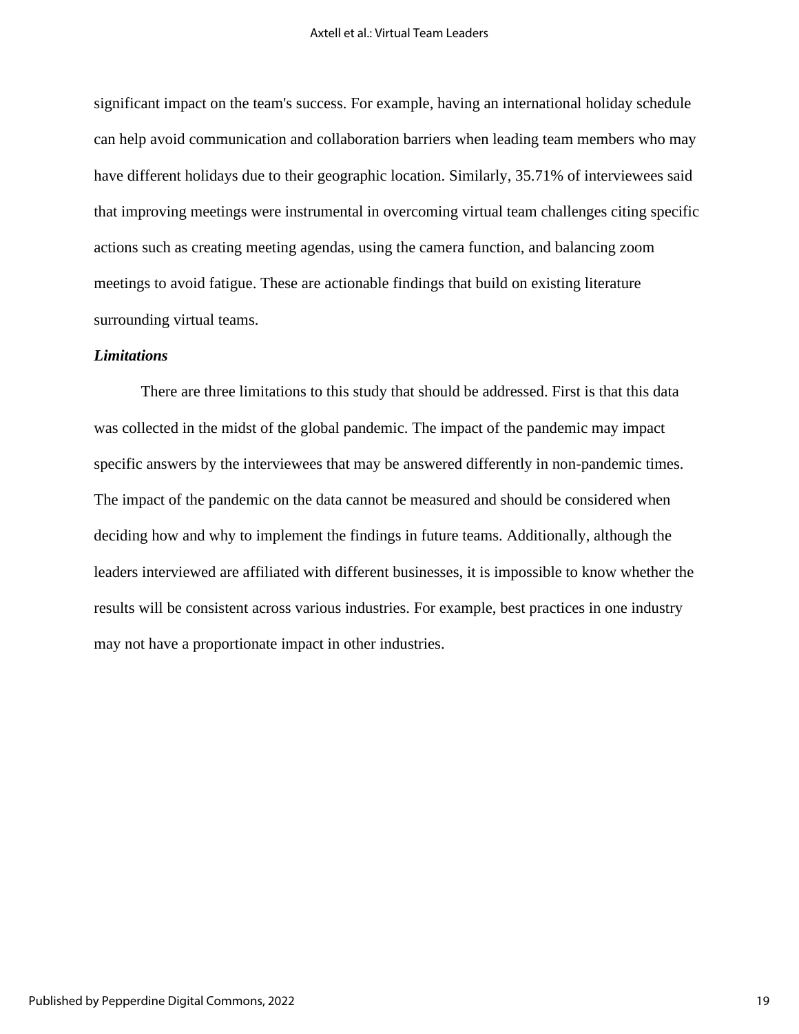significant impact on the team's success. For example, having an international holiday schedule can help avoid communication and collaboration barriers when leading team members who may have different holidays due to their geographic location. Similarly, 35.71% of interviewees said that improving meetings were instrumental in overcoming virtual team challenges citing specific actions such as creating meeting agendas, using the camera function, and balancing zoom meetings to avoid fatigue. These are actionable findings that build on existing literature surrounding virtual teams.

### *Limitations*

There are three limitations to this study that should be addressed. First is that this data was collected in the midst of the global pandemic. The impact of the pandemic may impact specific answers by the interviewees that may be answered differently in non-pandemic times. The impact of the pandemic on the data cannot be measured and should be considered when deciding how and why to implement the findings in future teams. Additionally, although the leaders interviewed are affiliated with different businesses, it is impossible to know whether the results will be consistent across various industries. For example, best practices in one industry may not have a proportionate impact in other industries.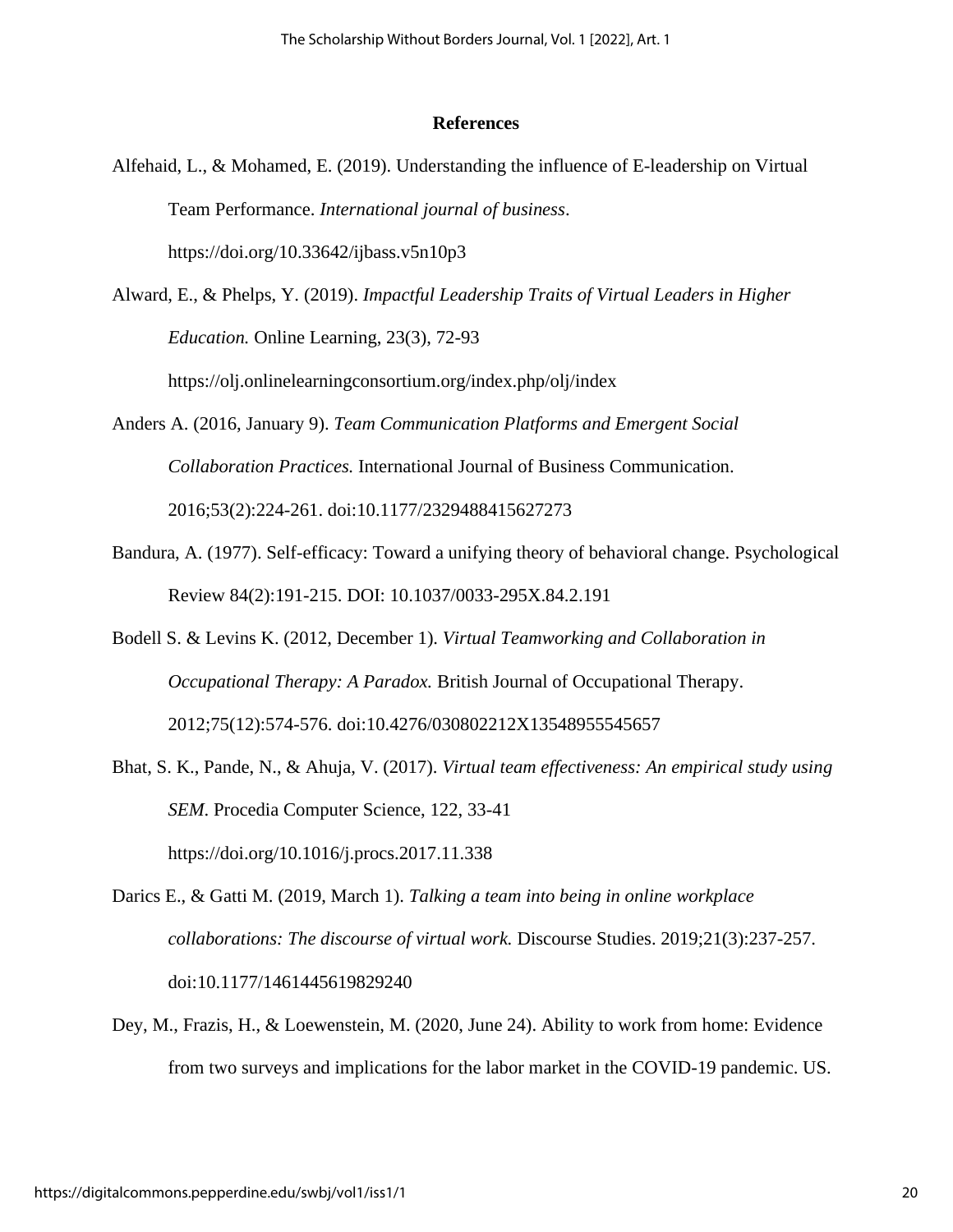## References

Alfehaid, L., & Mohamed, E. (2019). Understanding the influence of E-leadership on Virtual Team Performance. *International journal of business*. https://doi.org/10.33642/ijbass.v5n10p3

Alward, E., & Phelps, Y. (2019). *Impactful Leadership Traits of Virtual Leaders in Higher Education.* Online Learning, 23(3), 72-93 https://olj.onlinelearningconsortium.org/index.php/olj/index

Anders A. (2016, January 9). *Team Communication Platforms and Emergent Social Collaboration Practices.* International Journal of Business Communication. 2016;53(2):224-261. doi:10.1177/2329488415627273

Bandura, A. (1977). Self-efficacy: Toward a unifying theory of behavioral change. Psychological Review 84(2):191-215. DOI: 10.1037/0033-295X.84.2.191

Bodell S. & Levins K. (2012, December 1). *Virtual Teamworking and Collaboration in Occupational Therapy: A Paradox.* British Journal of Occupational Therapy. 2012;75(12):574-576. doi:10.4276/030802212X13548955545657

Bhat, S. K., Pande, N., & Ahuja, V. (2017). *Virtual team effectiveness: An empirical study using SEM*. Procedia Computer Science, 122, 33-41 https://doi.org/10.1016/j.procs.2017.11.338

Darics E., & Gatti M. (2019, March 1). *Talking a team into being in online workplace collaborations: The discourse of virtual work.* Discourse Studies. 2019;21(3):237-257. doi:10.1177/1461445619829240

Dey, M., Frazis, H., & Loewenstein, M. (2020, June 24). Ability to work from home: Evidence from two surveys and implications for the labor market in the COVID-19 pandemic. US.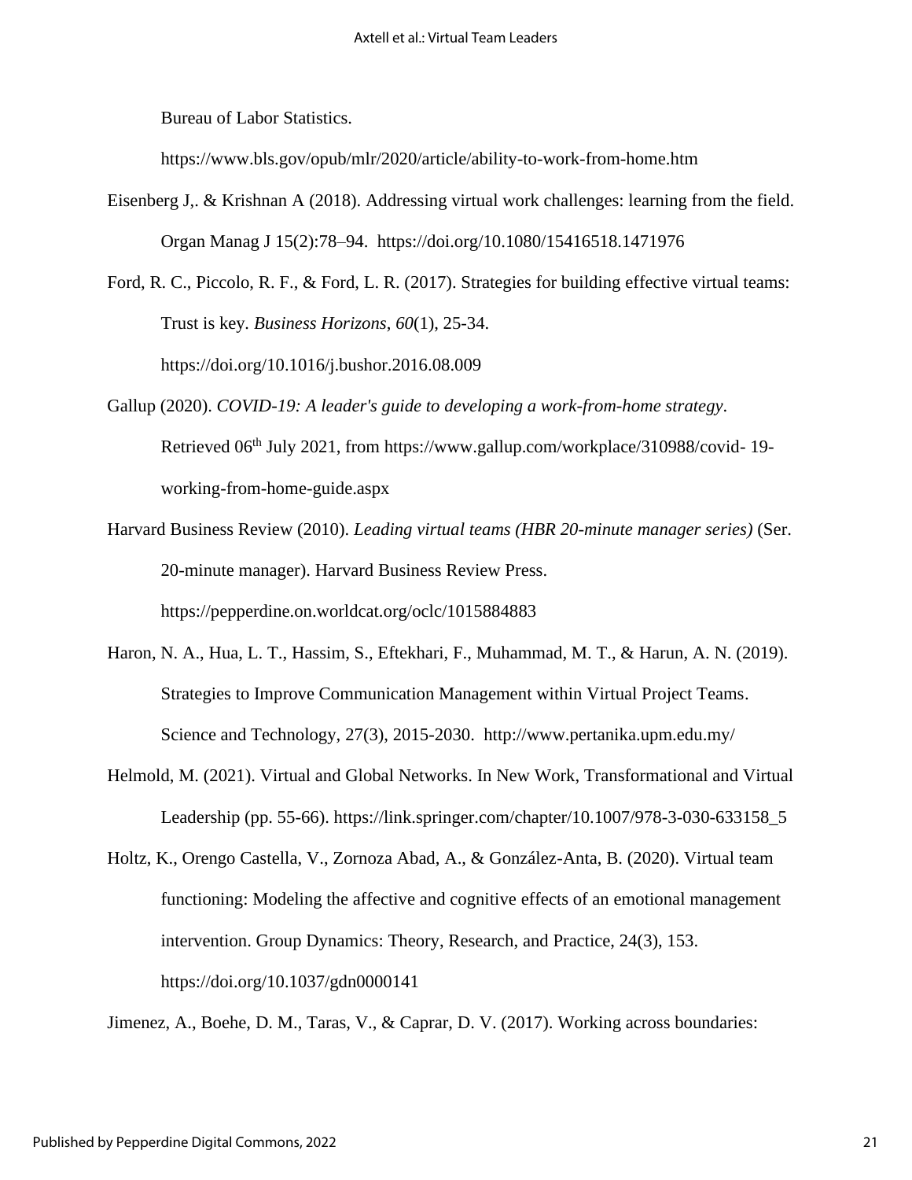Bureau of Labor Statistics. https://www.bls.gov/opub/mlr/2020/article/ability-to-work-from-home.htm

Eisenberg J,. & Krishnan A (2018). Addressing virtual work challenges: learning from the field. Organ Manag J 15(2):78–94. https://doi.org/10.1080/15416518.1471976

Ford, R. C., Piccolo, R. F., & Ford, L. R. (2017). Strategies for building effective virtual teams: Trust is key. *Business Horizons*, *60*(1), 25-34. https://doi.org/10.1016/j.bushor.2016.08.009

Gallup (2020). *COVID-19: A leader's guide to developing a work-from-home strategy*. Retrieved 06th July 2021, from https://www.gallup.com/workplace/310988/covid- 19-working-from-home-guide.aspx

Harvard Business Review (2010). *Leading virtual teams (HBR 20-minute manager series)* (Ser. 20-minute manager). Harvard Business Review Press. https://pepperdine.on.worldcat.org/oclc/1015884883

Haron, N. A., Hua, L. T., Hassim, S., Eftekhari, F., Muhammad, M. T., & Harun, A. N. (2019). Strategies to Improve Communication Management within Virtual Project Teams. Science and Technology, 27(3), 2015-2030. http://www.pertanika.upm.edu.my/

Helmold, M. (2021). Virtual and Global Networks. In New Work, Transformational and Virtual Leadership (pp. 55-66). https://link.springer.com/chapter/10.1007/978-3-030-633158_5

Holtz, K., Orengo Castella, V., Zornoza Abad, A., & González-Anta, B. (2020). Virtual team functioning: Modeling the affective and cognitive effects of an emotional management intervention. Group Dynamics: Theory, Research, and Practice, 24(3), 153. https://doi.org/10.1037/gdn0000141

Jimenez, A., Boehe, D. M., Taras, V., & Caprar, D. V. (2017). Working across boundaries: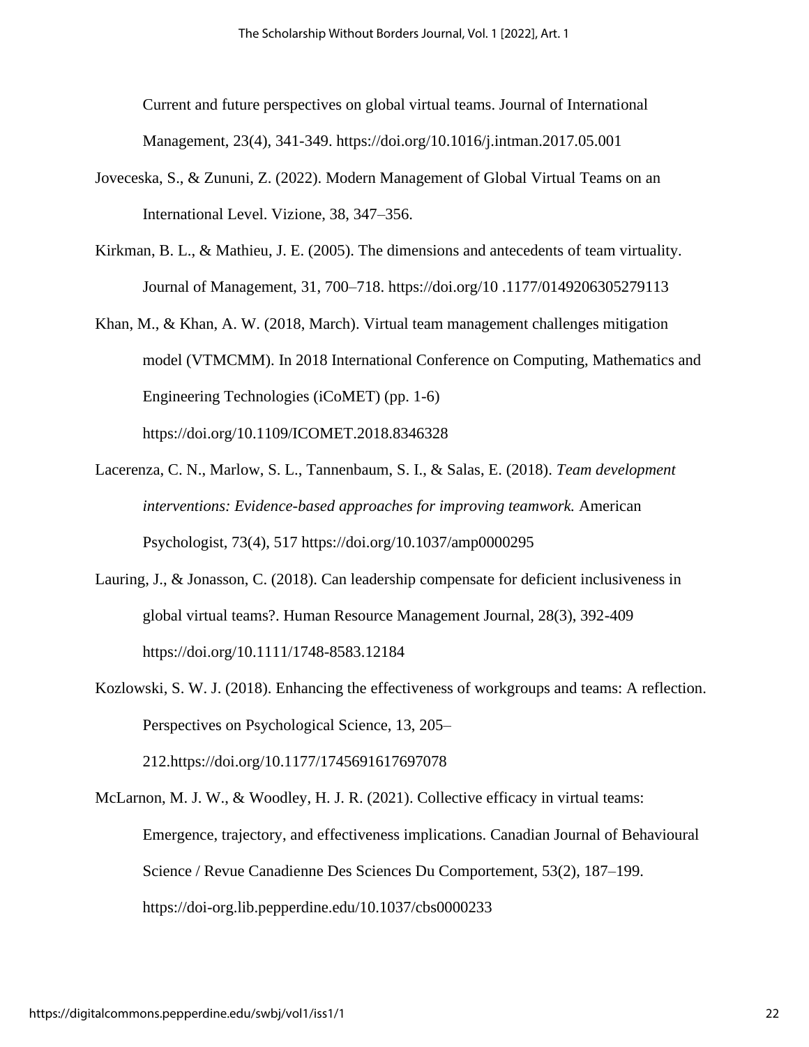Current and future perspectives on global virtual teams. Journal of International Management, 23(4), 341-349. https://doi.org/10.1016/j.intman.2017.05.001

Joveceska, S., & Zununi, Z. (2022). Modern Management of Global Virtual Teams on an International Level. Vizione, 38, 347–356.

Kirkman, B. L., & Mathieu, J. E. (2005). The dimensions and antecedents of team virtuality. Journal of Management, 31, 700–718. https://doi.org/10 .1177/0149206305279113

Khan, M., & Khan, A. W. (2018, March). Virtual team management challenges mitigation model (VTMCMM). In 2018 International Conference on Computing, Mathematics and Engineering Technologies (iCoMET) (pp. 1-6) https://doi.org/10.1109/ICOMET.2018.8346328

Lacerenza, C. N., Marlow, S. L., Tannenbaum, S. I., & Salas, E. (2018). *Team development interventions: Evidence-based approaches for improving teamwork.* American Psychologist, 73(4), 517 https://doi.org/10.1037/amp0000295

Lauring, J., & Jonasson, C. (2018). Can leadership compensate for deficient inclusiveness in global virtual teams?. Human Resource Management Journal, 28(3), 392-409 https://doi.org/10.1111/1748-8583.12184

Kozlowski, S. W. J. (2018). Enhancing the effectiveness of workgroups and teams: A reflection. Perspectives on Psychological Science, 13, 205–212.https://doi.org/10.1177/1745691617697078

McLarnon, M. J. W., & Woodley, H. J. R. (2021). Collective efficacy in virtual teams: Emergence, trajectory, and effectiveness implications. Canadian Journal of Behavioural Science / Revue Canadienne Des Sciences Du Comportement, 53(2), 187–199. https://doi-org.lib.pepperdine.edu/10.1037/cbs0000233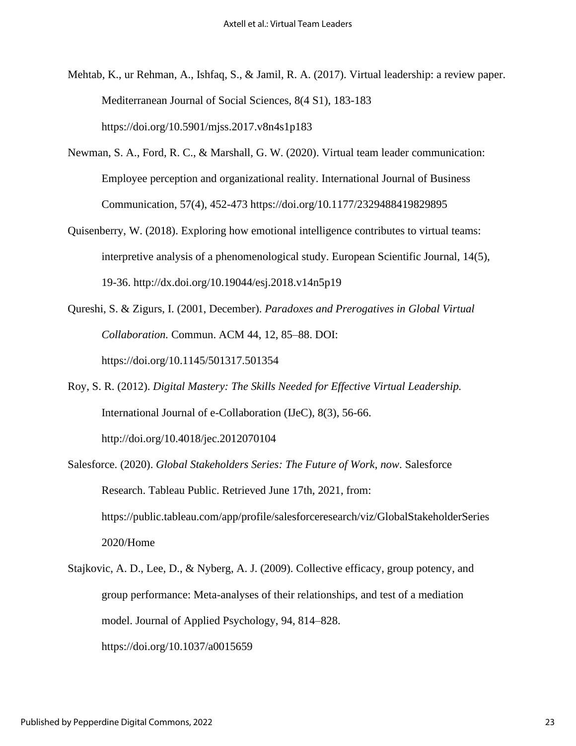Mehtab, K., ur Rehman, A., Ishfaq, S., & Jamil, R. A. (2017). Virtual leadership: a review paper. Mediterranean Journal of Social Sciences, 8(4 S1), 183-183 https://doi.org/10.5901/mjss.2017.v8n4s1p183

Newman, S. A., Ford, R. C., & Marshall, G. W. (2020). Virtual team leader communication: Employee perception and organizational reality. International Journal of Business Communication, 57(4), 452-473 https://doi.org/10.1177/2329488419829895

Quisenberry, W. (2018). Exploring how emotional intelligence contributes to virtual teams: interpretive analysis of a phenomenological study. European Scientific Journal, 14(5), 19-36. http://dx.doi.org/10.19044/esj.2018.v14n5p19

Qureshi, S. & Zigurs, I. (2001, December). *Paradoxes and Prerogatives in Global Virtual Collaboration.* Commun. ACM 44, 12, 85–88. DOI: https://doi.org/10.1145/501317.501354

Roy, S. R. (2012). *Digital Mastery: The Skills Needed for Effective Virtual Leadership.* International Journal of e-Collaboration (IJeC), 8(3), 56-66. http://doi.org/10.4018/jec.2012070104

Salesforce. (2020). *Global Stakeholders Series: The Future of Work, now*. Salesforce Research. Tableau Public. Retrieved June 17th, 2021, from: https://public.tableau.com/app/profile/salesforceresearch/viz/GlobalStakeholderSeries2020/Home

Stajkovic, A. D., Lee, D., & Nyberg, A. J. (2009). Collective efficacy, group potency, and group performance: Meta-analyses of their relationships, and test of a mediation model. Journal of Applied Psychology, 94, 814–828. https://doi.org/10.1037/a0015659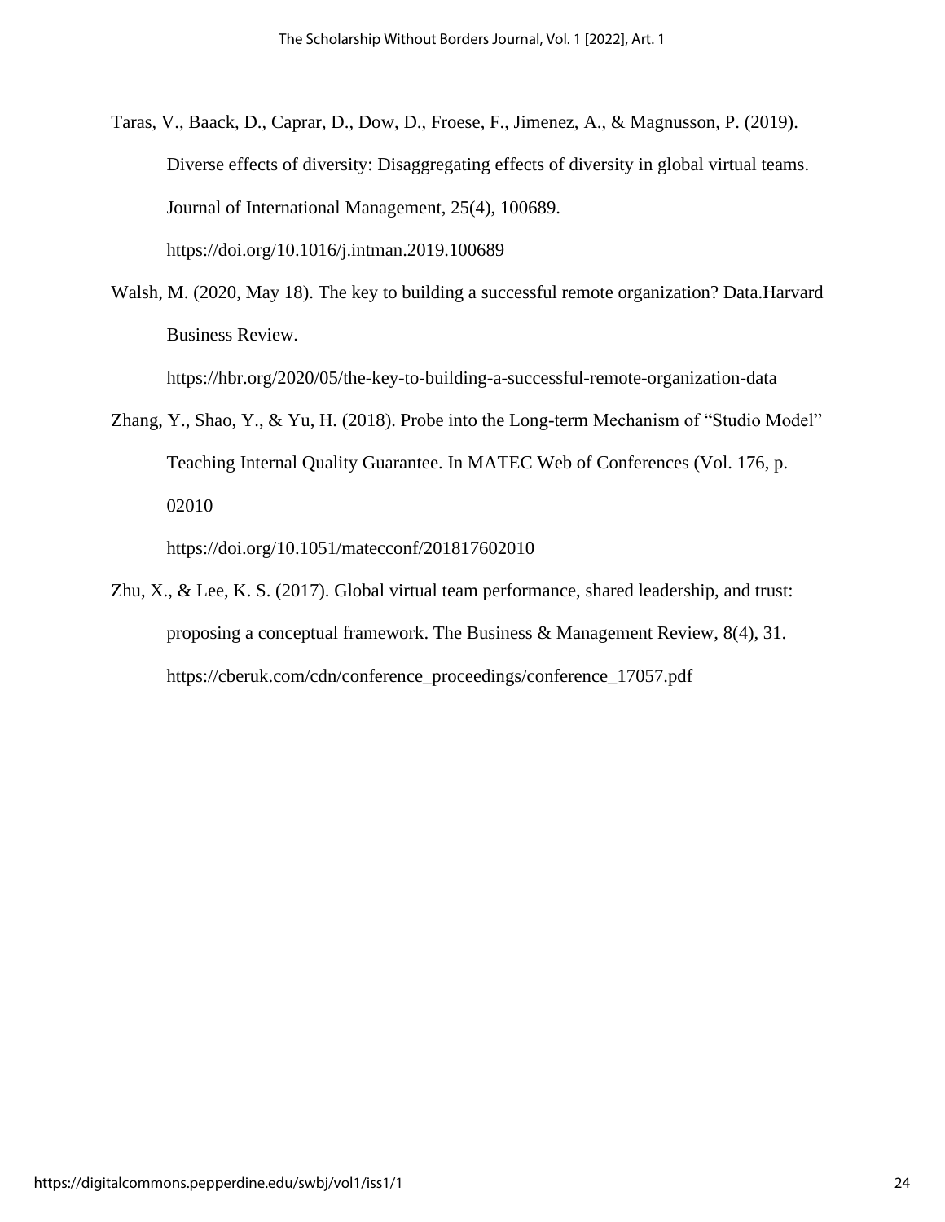Taras, V., Baack, D., Caprar, D., Dow, D., Froese, F., Jimenez, A., & Magnusson, P. (2019). Diverse effects of diversity: Disaggregating effects of diversity in global virtual teams. Journal of International Management, 25(4), 100689. https://doi.org/10.1016/j.intman.2019.100689

Walsh, M. (2020, May 18). The key to building a successful remote organization? Data.Harvard Business Review. https://hbr.org/2020/05/the-key-to-building-a-successful-remote-organization-data

Zhang, Y., Shao, Y., & Yu, H. (2018). Probe into the Long-term Mechanism of "Studio Model" Teaching Internal Quality Guarantee. In MATEC Web of Conferences (Vol. 176, p. 02010 https://doi.org/10.1051/matecconf/201817602010

Zhu, X., & Lee, K. S. (2017). Global virtual team performance, shared leadership, and trust: proposing a conceptual framework. The Business & Management Review, 8(4), 31. https://cberuk.com/cdn/conference_proceedings/conference_17057.pdf